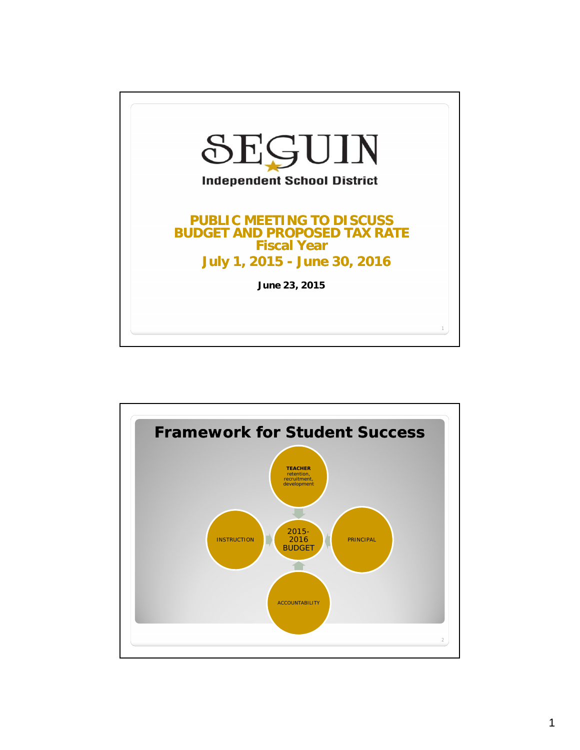# SEGUIN

Independent School District

## PUBLIC MEETING TO DISCUSS BUDGET AND PROPOSED TAX RATE Fiscal Year

## July 1, 2015 - June 30, 2016

**June 23, 2015**

## Framework for Student Success

- **TEACHER** retention, recruitment, development
- INSTRUCTION
- 2015-2016 BUDGET
- PRINCIPAL
- ACCOUNTABILITY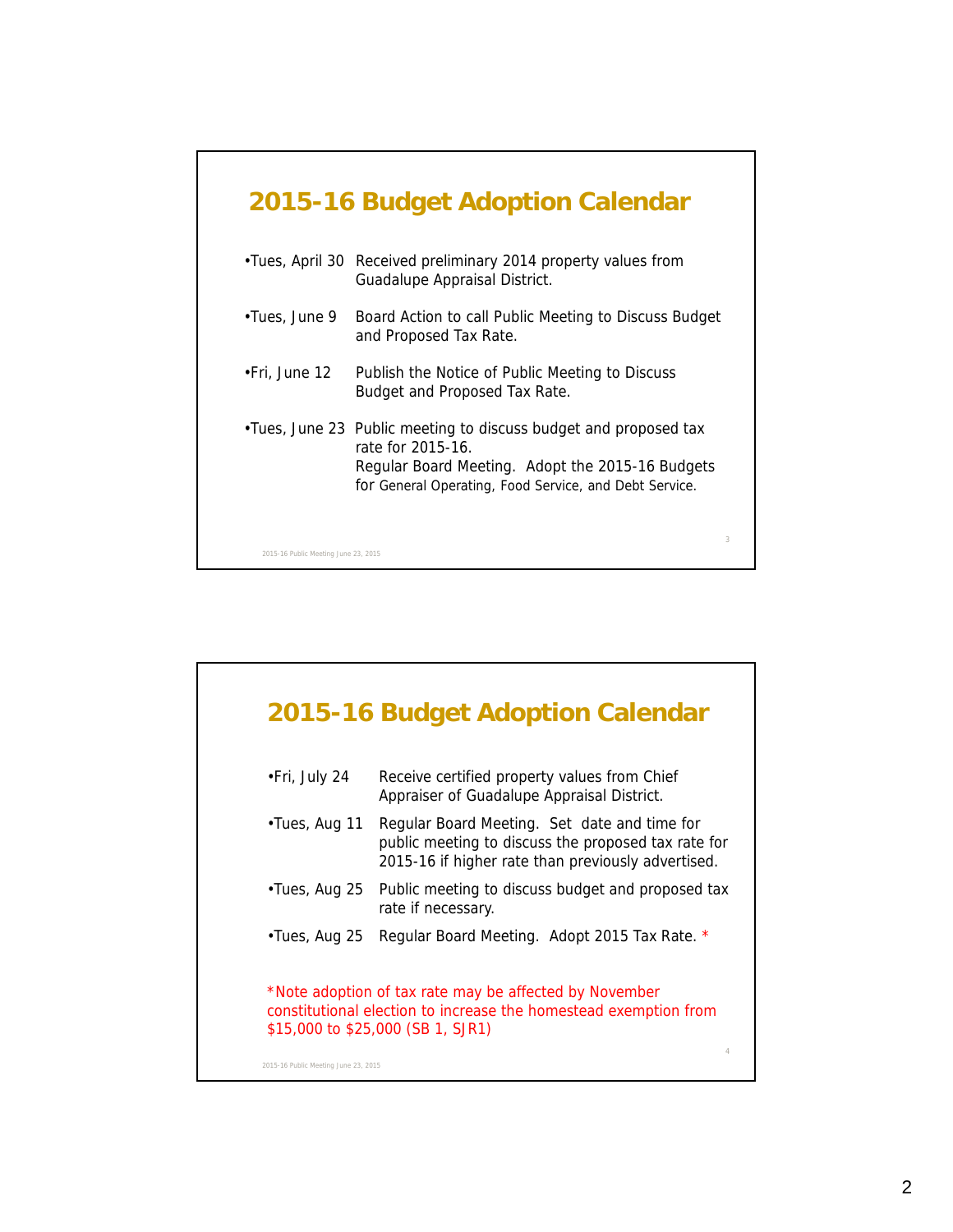## 2015-16 Budget Adoption Calendar

- Tues, April 30 Received preliminary 2014 property values from Guadalupe Appraisal District.
- Tues, June 9 Board Action to call Public Meeting to Discuss Budget and Proposed Tax Rate.
- Fri, June 12 Publish the Notice of Public Meeting to Discuss Budget and Proposed Tax Rate.
- Tues, June 23 Public meeting to discuss budget and proposed tax rate for 2015-16.
  Regular Board Meeting. Adopt the 2015-16 Budgets for General Operating, Food Service, and Debt Service.

## 2015-16 Budget Adoption Calendar

- Fri, July 24 Receive certified property values from Chief Appraiser of Guadalupe Appraisal District.
- Tues, Aug 11 Regular Board Meeting. Set date and time for public meeting to discuss the proposed tax rate for 2015-16 if higher rate than previously advertised.
- Tues, Aug 25 Public meeting to discuss budget and proposed tax rate if necessary.
- Tues, Aug 25 Regular Board Meeting. Adopt 2015 Tax Rate. *

*Note adoption of tax rate may be affected by November constitutional election to increase the homestead exemption from $15,000 to $25,000 (SB 1, SJR1)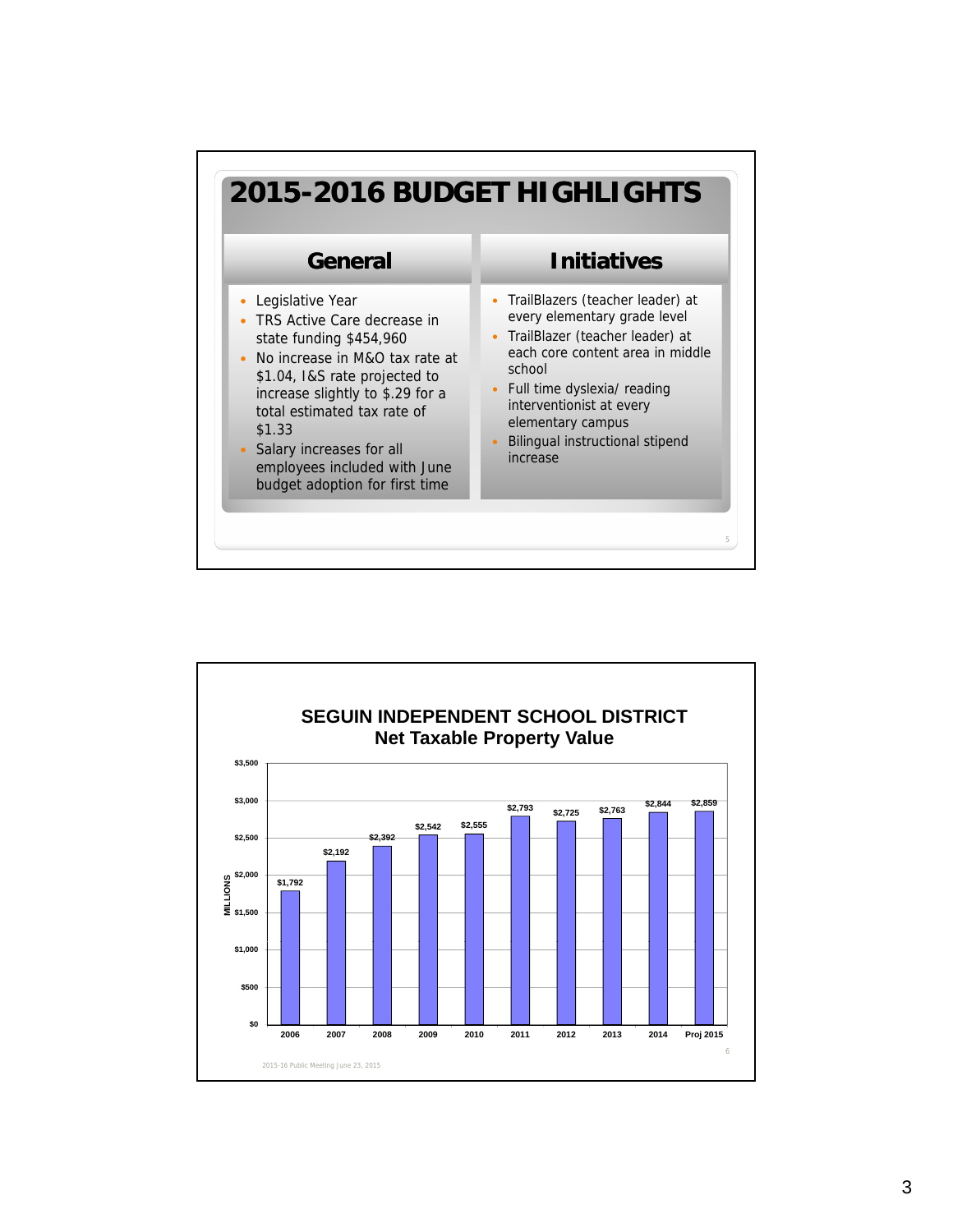# 2015-2016 BUDGET HIGHLIGHTS

## General

- Legislative Year
- TRS Active Care decrease in state funding $454,960
- No increase in M&O tax rate at $1.04, I&S rate projected to increase slightly to $.29 for a total estimated tax rate of $1.33
- Salary increases for all employees included with June budget adoption for first time

## Initiatives

- TrailBlazers (teacher leader) at every elementary grade level
- TrailBlazer (teacher leader) at each core content area in middle school
- Full time dyslexia/ reading interventionist at every elementary campus
- Bilingual instructional stipend increase

# SEGUIN INDEPENDENT SCHOOL DISTRICT
## Net Taxable Property Value

| Year | Net Taxable Property Value (MILLIONS) |
|---|---|
| 2006 | $1,792 |
| 2007 | $2,192 |
| 2008 | $2,392 |
| 2009 | $2,542 |
| 2010 | $2,555 |
| 2011 | $2,793 |
| 2012 | $2,725 |
| 2013 | $2,763 |
| 2014 | $2,844 |
| Proj 2015 | $2,859 |

2015-16 Public Meeting June 23, 2015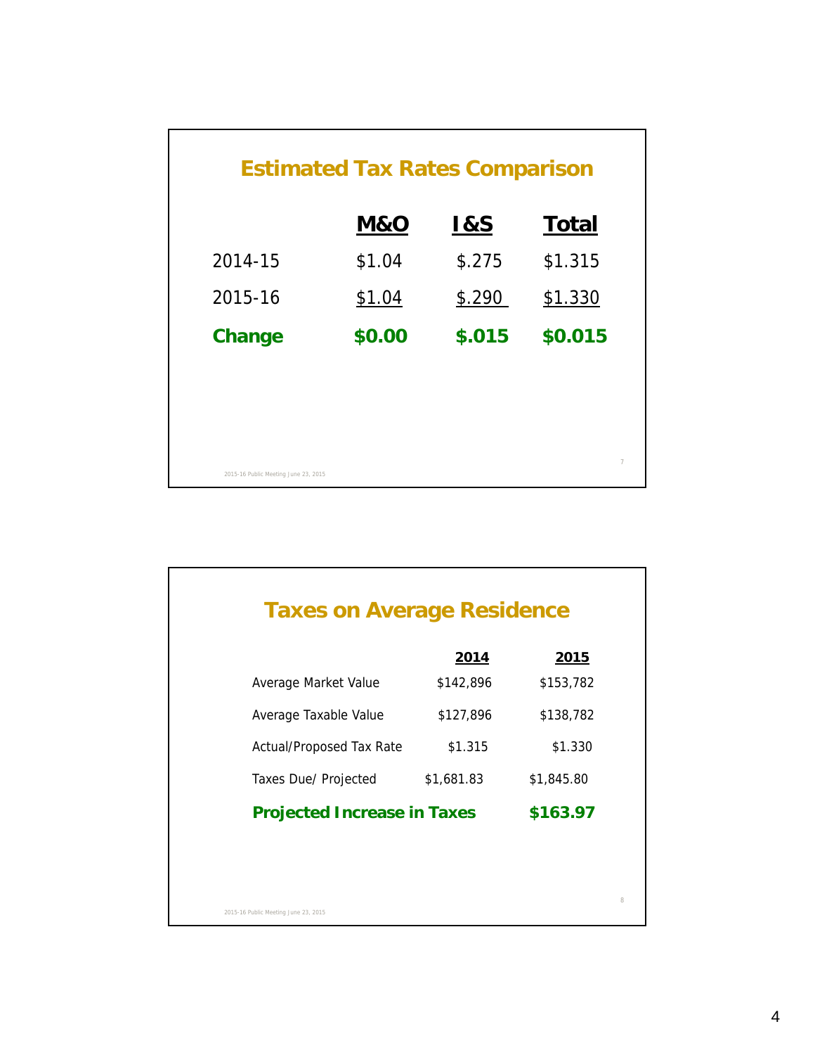## Estimated Tax Rates Comparison

| | M&O | I&S | Total |
|---|---|---|---|
| 2014-15 | $1.04 | $.275 | $1.315 |
| 2015-16 | $1.04 | $.290 | $1.330 |
| **Change** | **$0.00** | **$.015** | **$0.015** |

2015-16 Public Meeting June 23, 2015

## Taxes on Average Residence

| | 2014 | 2015 |
|---|---|---|
| Average Market Value | $142,896 | $153,782 |
| Average Taxable Value | $127,896 | $138,782 |
| Actual/Proposed Tax Rate | $1.315 | $1.330 |
| Taxes Due/ Projected | $1,681.83 | $1,845.80 |
| **Projected Increase in Taxes** | | **$163.97** |

2015-16 Public Meeting June 23, 2015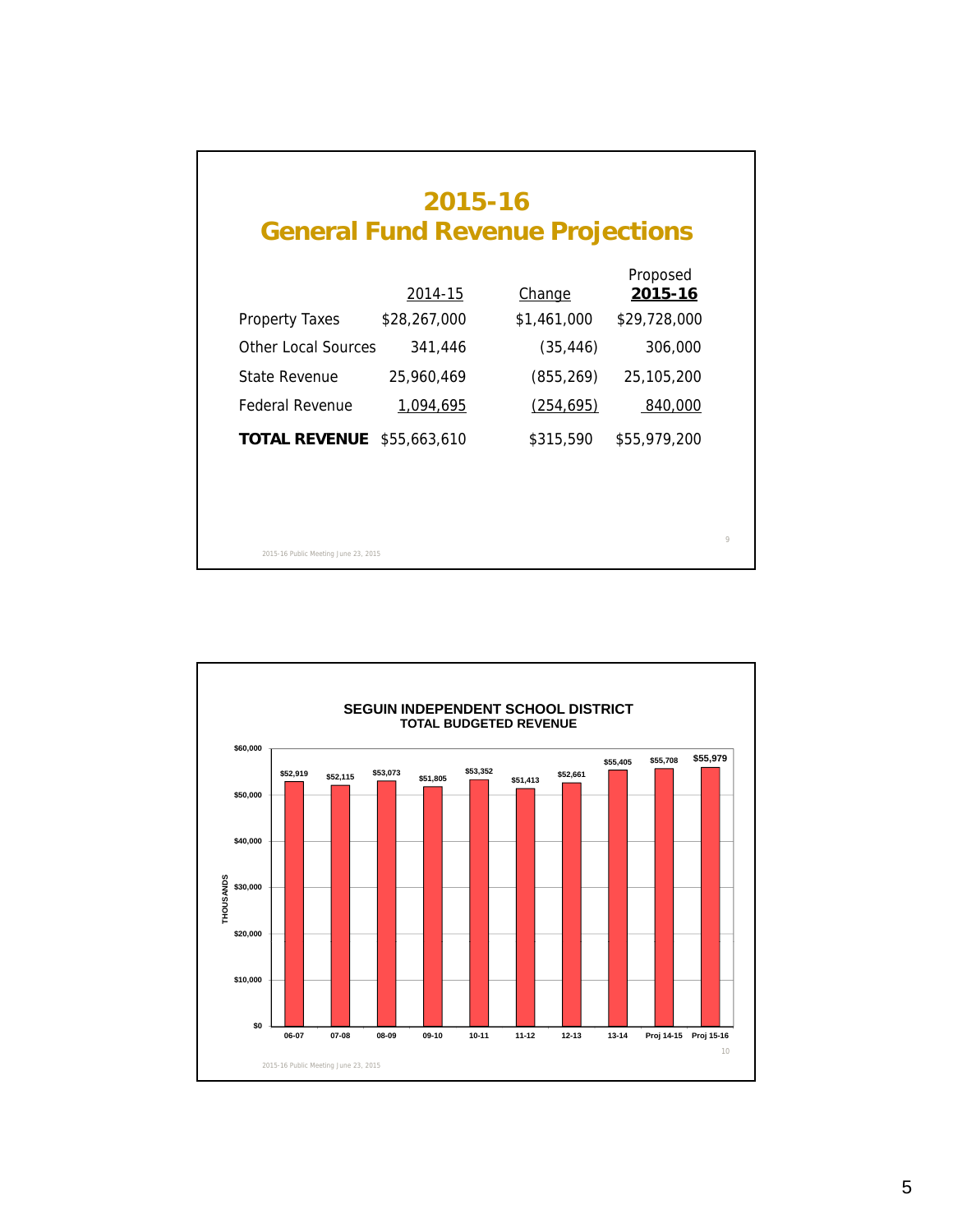# 2015-16
# General Fund Revenue Projections

| | 2014-15 | Change | Proposed 2015-16 |
|---|---|---|---|
| Property Taxes | $28,267,000 | $1,461,000 | $29,728,000 |
| Other Local Sources | 341,446 | (35,446) | 306,000 |
| State Revenue | 25,960,469 | (855,269) | 25,105,200 |
| Federal Revenue | 1,094,695 | (254,695) | 840,000 |
| **TOTAL REVENUE** | $55,663,610 | $315,590 | $55,979,200 |

## SEGUIN INDEPENDENT SCHOOL DISTRICT
### TOTAL BUDGETED REVENUE

(THOUSANDS)

| Year | Revenue |
|---|---|
| 06-07 | $52,919 |
| 07-08 | $52,115 |
| 08-09 | $53,073 |
| 09-10 | $51,805 |
| 10-11 | $53,352 |
| 11-12 | $51,413 |
| 12-13 | $52,661 |
| 13-14 | $55,405 |
| Proj 14-15 | $55,708 |
| Proj 15-16 | $55,979 |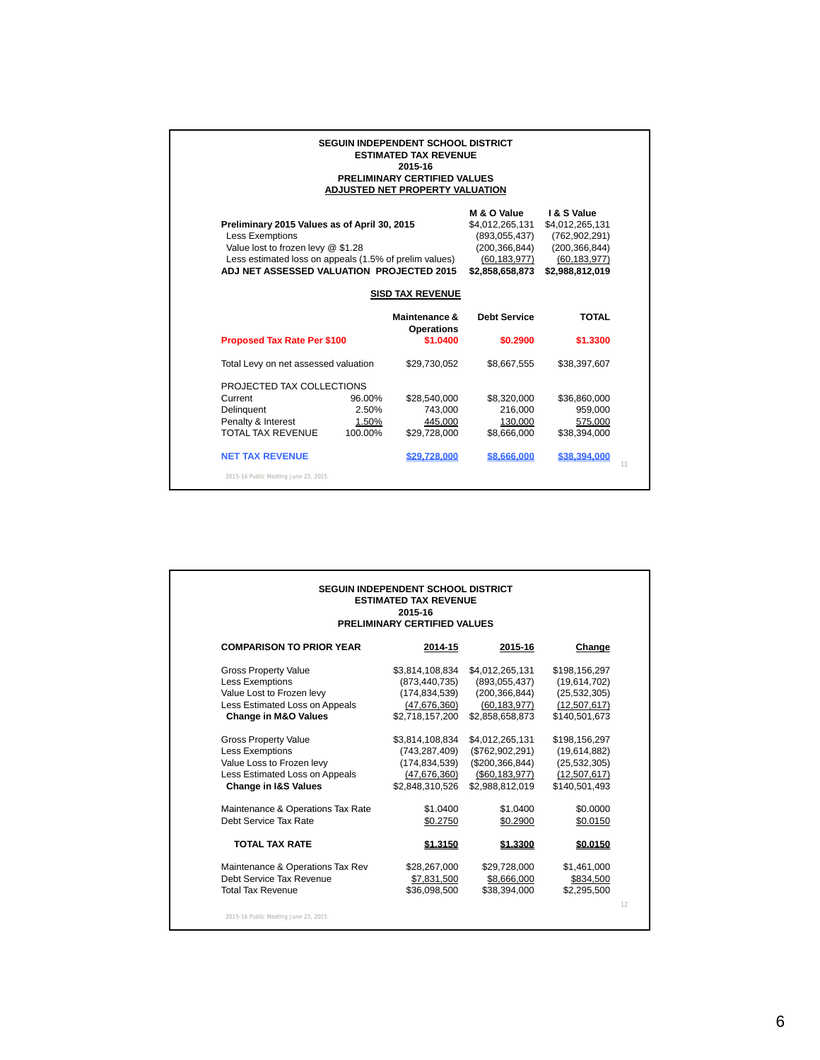## SEGUIN INDEPENDENT SCHOOL DISTRICT
### ESTIMATED TAX REVENUE
### 2015-16
### PRELIMINARY CERTIFIED VALUES
### ADJUSTED NET PROPERTY VALUATION

| | M & O Value | I & S Value |
|---|---|---|
| **Preliminary 2015 Values as of April 30, 2015** | $4,012,265,131 | $4,012,265,131 |
| Less Exemptions | (893,055,437) | (762,902,291) |
| Value lost to frozen levy @ $1.28 | (200,366,844) | (200,366,844) |
| Less estimated loss on appeals (1.5% of prelim values) | (60,183,977) | (60,183,977) |
| **ADJ NET ASSESSED VALUATION PROJECTED 2015** | **$2,858,658,873** | **$2,988,812,019** |

#### SISD TAX REVENUE

| | | Maintenance & Operations | Debt Service | TOTAL |
|---|---|---|---|---|
| **Proposed Tax Rate Per $100** | | **$1.0400** | **$0.2900** | **$1.3300** |
| Total Levy on net assessed valuation | | $29,730,052 | $8,667,555 | $38,397,607 |
| PROJECTED TAX COLLECTIONS | | | | |
| Current | 96.00% | $28,540,000 | $8,320,000 | $36,860,000 |
| Delinquent | 2.50% | 743,000 | 216,000 | 959,000 |
| Penalty & Interest | 1.50% | 445,000 | 130,000 | 575,000 |
| TOTAL TAX REVENUE | 100.00% | $29,728,000 | $8,666,000 | $38,394,000 |
| **NET TAX REVENUE** | | **$29,728,000** | **$8,666,000** | **$38,394,000** |

2015-16 Public Meeting June 23, 2015

## SEGUIN INDEPENDENT SCHOOL DISTRICT
### ESTIMATED TAX REVENUE
### 2015-16
### PRELIMINARY CERTIFIED VALUES

| **COMPARISON TO PRIOR YEAR** | 2014-15 | 2015-16 | Change |
|---|---|---|---|
| Gross Property Value | $3,814,108,834 | $4,012,265,131 | $198,156,297 |
| Less Exemptions | (873,440,735) | (893,055,437) | (19,614,702) |
| Value Lost to Frozen levy | (174,834,539) | (200,366,844) | (25,532,305) |
| Less Estimated Loss on Appeals | (47,676,360) | (60,183,977) | (12,507,617) |
| **Change in M&O Values** | $2,718,157,200 | $2,858,658,873 | $140,501,673 |
| Gross Property Value | $3,814,108,834 | $4,012,265,131 | $198,156,297 |
| Less Exemptions | (743,287,409) | ($762,902,291) | (19,614,882) |
| Value Loss to Frozen levy | (174,834,539) | ($200,366,844) | (25,532,305) |
| Less Estimated Loss on Appeals | (47,676,360) | ($60,183,977) | (12,507,617) |
| **Change in I&S Values** | $2,848,310,526 | $2,988,812,019 | $140,501,493 |
| Maintenance & Operations Tax Rate | $1.0400 | $1.0400 | $0.0000 |
| Debt Service Tax Rate | $0.2750 | $0.2900 | $0.0150 |
| **TOTAL TAX RATE** | **$1.3150** | **$1.3300** | **$0.0150** |
| Maintenance & Operations Tax Rev | $28,267,000 | $29,728,000 | $1,461,000 |
| Debt Service Tax Revenue | $7,831,500 | $8,666,000 | $834,500 |
| Total Tax Revenue | $36,098,500 | $38,394,000 | $2,295,500 |

2015-16 Public Meeting June 23, 2015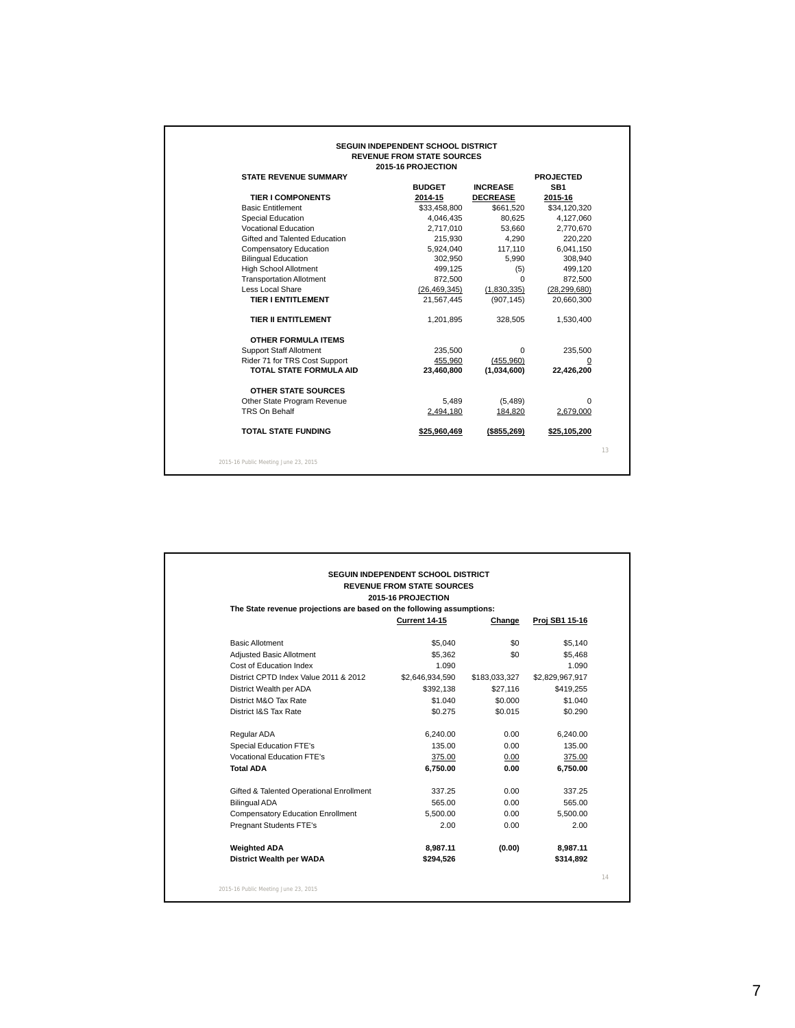## SEGUIN INDEPENDENT SCHOOL DISTRICT
### REVENUE FROM STATE SOURCES
### 2015-16 PROJECTION

| STATE REVENUE SUMMARY | BUDGET 2014-15 | INCREASE DECREASE | PROJECTED SB1 2015-16 |
|---|---|---|---|
| **TIER I COMPONENTS** | | | |
| Basic Entitlement | $33,458,800 | $661,520 | $34,120,320 |
| Special Education | 4,046,435 | 80,625 | 4,127,060 |
| Vocational Education | 2,717,010 | 53,660 | 2,770,670 |
| Gifted and Talented Education | 215,930 | 4,290 | 220,220 |
| Compensatory Education | 5,924,040 | 117,110 | 6,041,150 |
| Bilingual Education | 302,950 | 5,990 | 308,940 |
| High School Allotment | 499,125 | (5) | 499,120 |
| Transportation Allotment | 872,500 | 0 | 872,500 |
| Less Local Share | (26,469,345) | (1,830,335) | (28,299,680) |
| **TIER I ENTITLEMENT** | 21,567,445 | (907,145) | 20,660,300 |
| **TIER II ENTITLEMENT** | 1,201,895 | 328,505 | 1,530,400 |
| **OTHER FORMULA ITEMS** | | | |
| Support Staff Allotment | 235,500 | 0 | 235,500 |
| Rider 71 for TRS Cost Support | 455,960 | (455,960) | 0 |
| **TOTAL STATE FORMULA AID** | **23,460,800** | **(1,034,600)** | **22,426,200** |
| **OTHER STATE SOURCES** | | | |
| Other State Program Revenue | 5,489 | (5,489) | 0 |
| TRS On Behalf | 2,494,180 | 184,820 | 2,679,000 |
| **TOTAL STATE FUNDING** | **$25,960,469** | **($855,269)** | **$25,105,200** |

2015-16 Public Meeting June 23, 2015

## SEGUIN INDEPENDENT SCHOOL DISTRICT
### REVENUE FROM STATE SOURCES
### 2015-16 PROJECTION

**The State revenue projections are based on the following assumptions:**

| | Current 14-15 | Change | Proj SB1 15-16 |
|---|---|---|---|
| Basic Allotment | $5,040 | $0 | $5,140 |
| Adjusted Basic Allotment | $5,362 | $0 | $5,468 |
| Cost of Education Index | 1.090 | | 1.090 |
| District CPTD Index Value 2011 & 2012 | $2,646,934,590 | $183,033,327 | $2,829,967,917 |
| District Wealth per ADA | $392,138 | $27,116 | $419,255 |
| District M&O Tax Rate | $1.040 | $0.000 | $1.040 |
| District I&S Tax Rate | $0.275 | $0.015 | $0.290 |
| Regular ADA | 6,240.00 | 0.00 | 6,240.00 |
| Special Education FTE's | 135.00 | 0.00 | 135.00 |
| Vocational Education FTE's | 375.00 | 0.00 | 375.00 |
| **Total ADA** | **6,750.00** | **0.00** | **6,750.00** |
| Gifted & Talented Operational Enrollment | 337.25 | 0.00 | 337.25 |
| Bilingual ADA | 565.00 | 0.00 | 565.00 |
| Compensatory Education Enrollment | 5,500.00 | 0.00 | 5,500.00 |
| Pregnant Students FTE's | 2.00 | 0.00 | 2.00 |
| **Weighted ADA** | **8,987.11** | **(0.00)** | **8,987.11** |
| **District Wealth per WADA** | **$294,526** | | **$314,892** |

2015-16 Public Meeting June 23, 2015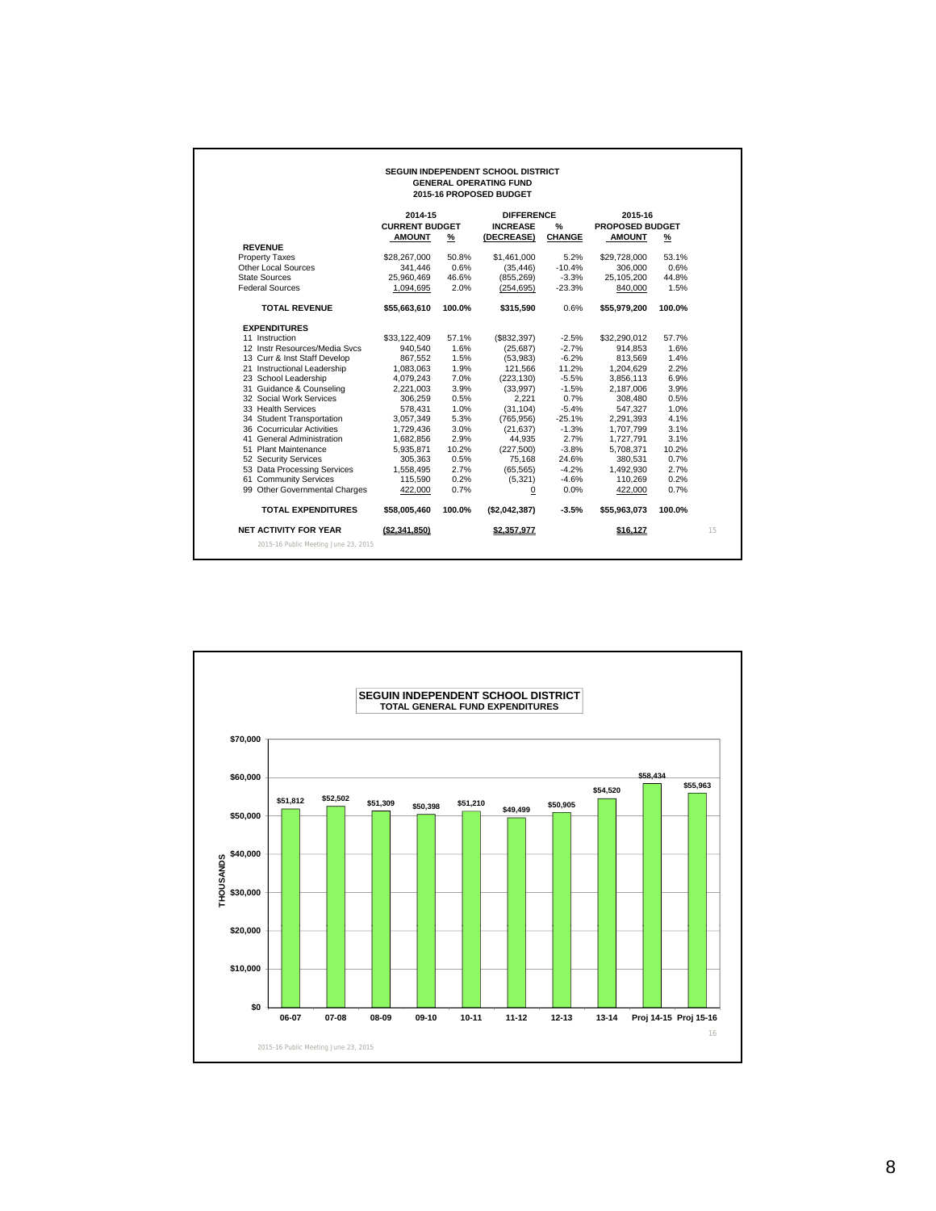## SEGUIN INDEPENDENT SCHOOL DISTRICT
### GENERAL OPERATING FUND
### 2015-16 PROPOSED BUDGET

| | 2014-15 CURRENT BUDGET AMOUNT | % | DIFFERENCE INCREASE (DECREASE) | % CHANGE | 2015-16 PROPOSED BUDGET AMOUNT | % |
|---|---|---|---|---|---|---|
| **REVENUE** | | | | | | |
| Property Taxes | $28,267,000 | 50.8% | $1,461,000 | 5.2% | $29,728,000 | 53.1% |
| Other Local Sources | 341,446 | 0.6% | (35,446) | -10.4% | 306,000 | 0.6% |
| State Sources | 25,960,469 | 46.6% | (855,269) | -3.3% | 25,105,200 | 44.8% |
| Federal Sources | 1,094,695 | 2.0% | (254,695) | -23.3% | 840,000 | 1.5% |
| **TOTAL REVENUE** | **$55,663,610** | **100.0%** | **$315,590** | **0.6%** | **$55,979,200** | **100.0%** |
| **EXPENDITURES** | | | | | | |
| 11 Instruction | $33,122,409 | 57.1% | ($832,397) | -2.5% | $32,290,012 | 57.7% |
| 12 Instr Resources/Media Svcs | 940,540 | 1.6% | (25,687) | -2.7% | 914,853 | 1.6% |
| 13 Curr & Inst Staff Develop | 867,552 | 1.5% | (53,983) | -6.2% | 813,569 | 1.4% |
| 21 Instructional Leadership | 1,083,063 | 1.9% | 121,566 | 11.2% | 1,204,629 | 2.2% |
| 23 School Leadership | 4,079,243 | 7.0% | (223,130) | -5.5% | 3,856,113 | 6.9% |
| 31 Guidance & Counseling | 2,221,003 | 3.9% | (33,997) | -1.5% | 2,187,006 | 3.9% |
| 32 Social Work Services | 306,259 | 0.5% | 2,221 | 0.7% | 308,480 | 0.5% |
| 33 Health Services | 578,431 | 1.0% | (31,104) | -5.4% | 547,327 | 1.0% |
| 34 Student Transportation | 3,057,349 | 5.3% | (765,956) | -25.1% | 2,291,393 | 4.1% |
| 36 Cocurricular Activities | 1,729,436 | 3.0% | (21,637) | -1.3% | 1,707,799 | 3.1% |
| 41 General Administration | 1,682,856 | 2.9% | 44,935 | 2.7% | 1,727,791 | 3.1% |
| 51 Plant Maintenance | 5,935,871 | 10.2% | (227,500) | -3.8% | 5,708,371 | 10.2% |
| 52 Security Services | 305,363 | 0.5% | 75,168 | 24.6% | 380,531 | 0.7% |
| 53 Data Processing Services | 1,558,495 | 2.7% | (65,565) | -4.2% | 1,492,930 | 2.7% |
| 61 Community Services | 115,590 | 0.2% | (5,321) | -4.6% | 110,269 | 0.2% |
| 99 Other Governmental Charges | 422,000 | 0.7% | 0 | 0.0% | 422,000 | 0.7% |
| **TOTAL EXPENDITURES** | **$58,005,460** | **100.0%** | **($2,042,387)** | **-3.5%** | **$55,963,073** | **100.0%** |
| **NET ACTIVITY FOR YEAR** | **($2,341,850)** | | **$2,357,977** | | **$16,127** | |

2015-16 Public Meeting June 23, 2015

## SEGUIN INDEPENDENT SCHOOL DISTRICT
### TOTAL GENERAL FUND EXPENDITURES

| Year | Expenditures (Thousands) |
|---|---|
| 06-07 | $51,812 |
| 07-08 | $52,502 |
| 08-09 | $51,309 |
| 09-10 | $50,398 |
| 10-11 | $51,210 |
| 11-12 | $49,499 |
| 12-13 | $50,905 |
| 13-14 | $54,520 |
| Proj 14-15 | $58,434 |
| Proj 15-16 | $55,963 |

2015-16 Public Meeting June 23, 2015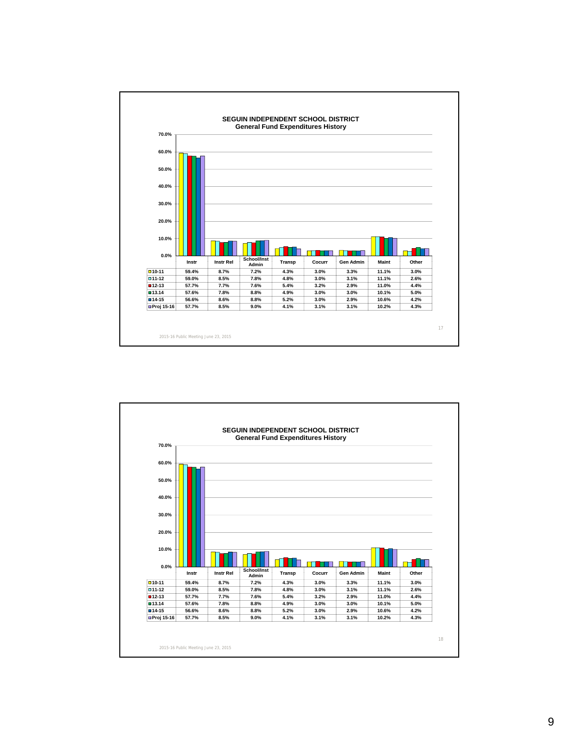## SEGUIN INDEPENDENT SCHOOL DISTRICT
### General Fund Expenditures History

| | Instr | Instr Rel | School/Inst Admin | Transp | Cocurr | Gen Admin | Maint | Other |
|---|---|---|---|---|---|---|---|---|
| 10-11 | 59.4% | 8.7% | 7.2% | 4.3% | 3.0% | 3.3% | 11.1% | 3.0% |
| 11-12 | 59.0% | 8.5% | 7.8% | 4.8% | 3.0% | 3.1% | 11.1% | 2.6% |
| 12-13 | 57.7% | 7.7% | 7.6% | 5.4% | 3.2% | 2.9% | 11.0% | 4.4% |
| 13.14 | 57.6% | 7.8% | 8.8% | 4.9% | 3.0% | 3.0% | 10.1% | 5.0% |
| 14-15 | 56.6% | 8.6% | 8.8% | 5.2% | 3.0% | 2.9% | 10.6% | 4.2% |
| Proj 15-16 | 57.7% | 8.5% | 9.0% | 4.1% | 3.1% | 3.1% | 10.2% | 4.3% |

2015-16 Public Meeting June 23, 2015

## SEGUIN INDEPENDENT SCHOOL DISTRICT
### General Fund Expenditures History

| | Instr | Instr Rel | School/Inst Admin | Transp | Cocurr | Gen Admin | Maint | Other |
|---|---|---|---|---|---|---|---|---|
| 10-11 | 59.4% | 8.7% | 7.2% | 4.3% | 3.0% | 3.3% | 11.1% | 3.0% |
| 11-12 | 59.0% | 8.5% | 7.8% | 4.8% | 3.0% | 3.1% | 11.1% | 2.6% |
| 12-13 | 57.7% | 7.7% | 7.6% | 5.4% | 3.2% | 2.9% | 11.0% | 4.4% |
| 13.14 | 57.6% | 7.8% | 8.8% | 4.9% | 3.0% | 3.0% | 10.1% | 5.0% |
| 14-15 | 56.6% | 8.6% | 8.8% | 5.2% | 3.0% | 2.9% | 10.6% | 4.2% |
| Proj 15-16 | 57.7% | 8.5% | 9.0% | 4.1% | 3.1% | 3.1% | 10.2% | 4.3% |

2015-16 Public Meeting June 23, 2015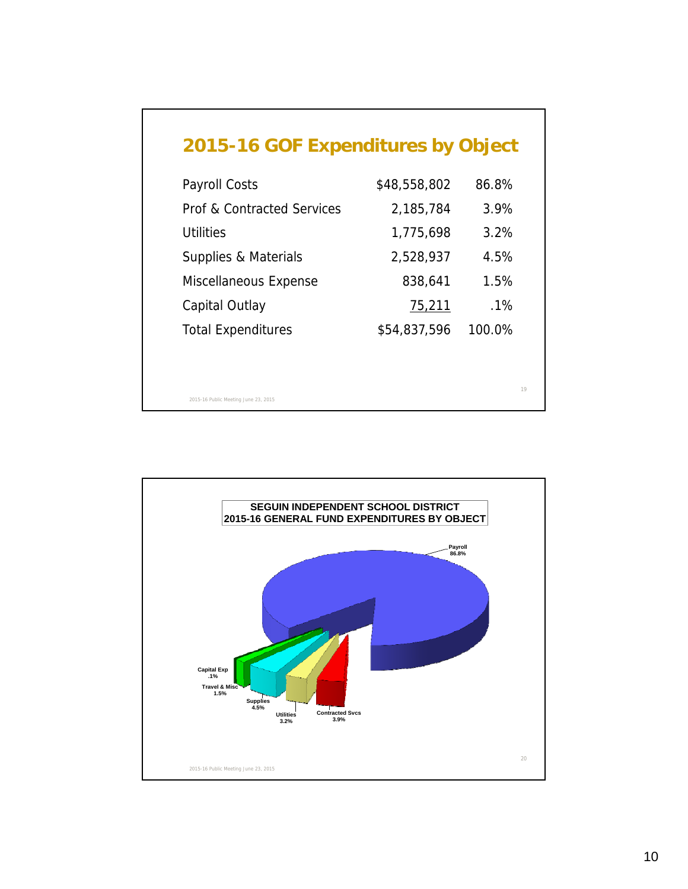## 2015-16 GOF Expenditures by Object

| | | |
|---|---|---|
| Payroll Costs | $48,558,802 | 86.8% |
| Prof & Contracted Services | 2,185,784 | 3.9% |
| Utilities | 1,775,698 | 3.2% |
| Supplies & Materials | 2,528,937 | 4.5% |
| Miscellaneous Expense | 838,641 | 1.5% |
| Capital Outlay | 75,211 | .1% |
| Total Expenditures | $54,837,596 | 100.0% |

2015-16 Public Meeting June 23, 2015

**SEGUIN INDEPENDENT SCHOOL DISTRICT**
**2015-16 GENERAL FUND EXPENDITURES BY OBJECT**

Payroll 86.8%

Capital Exp .1%

Travel & Misc 1.5%

Supplies 4.5%

Utilities 3.2%

Contracted Svcs 3.9%

2015-16 Public Meeting June 23, 2015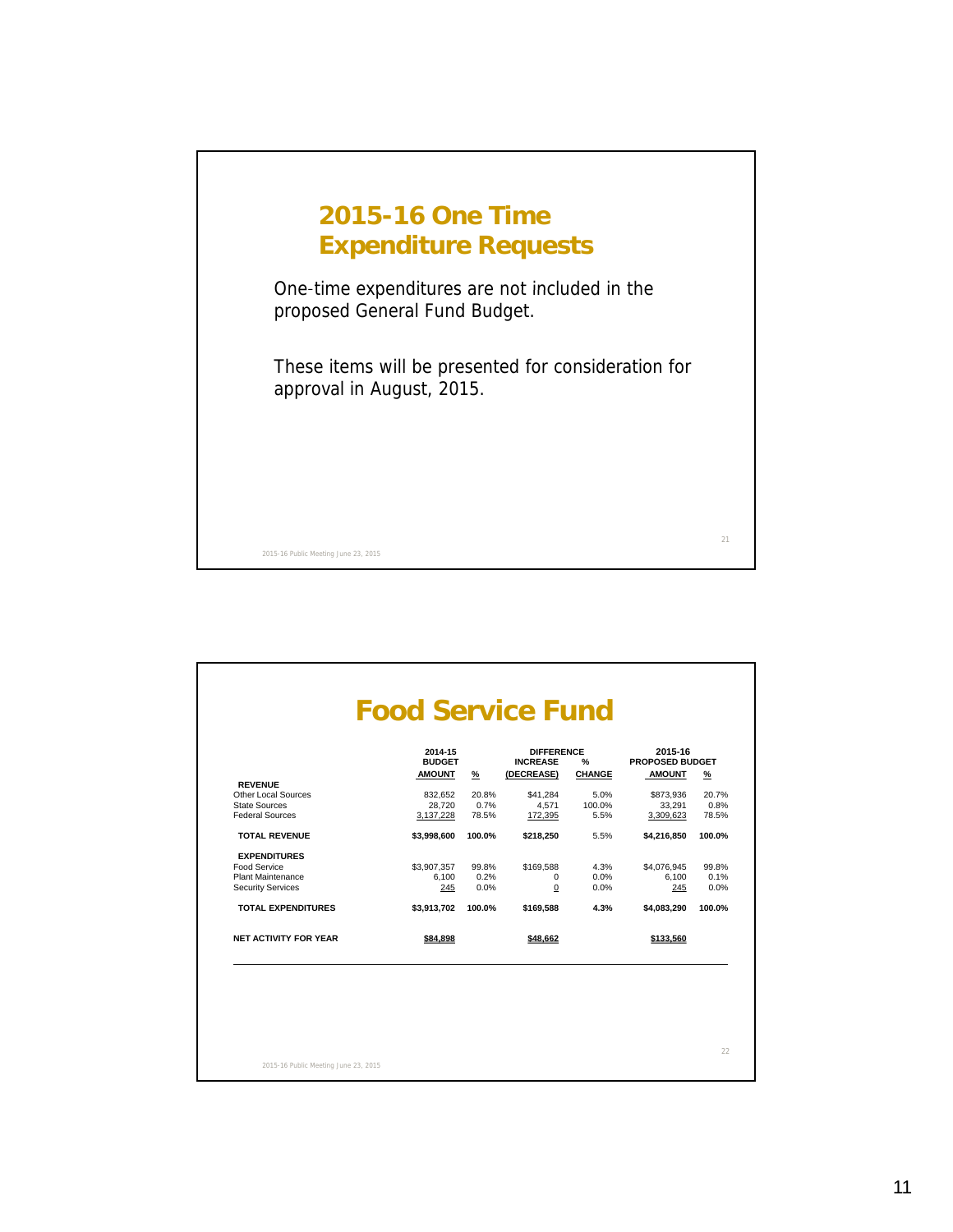## 2015-16 One Time Expenditure Requests

One-time expenditures are not included in the proposed General Fund Budget.

These items will be presented for consideration for approval in August, 2015.

## Food Service Fund

| | 2014-15 BUDGET AMOUNT | % | DIFFERENCE INCREASE (DECREASE) | % CHANGE | 2015-16 PROPOSED BUDGET AMOUNT | % |
|---|---|---|---|---|---|---|
| **REVENUE** | | | | | | |
| Other Local Sources | 832,652 | 20.8% | $41,284 | 5.0% | $873,936 | 20.7% |
| State Sources | 28,720 | 0.7% | 4,571 | 100.0% | 33,291 | 0.8% |
| Federal Sources | 3,137,228 | 78.5% | 172,395 | 5.5% | 3,309,623 | 78.5% |
| **TOTAL REVENUE** | **$3,998,600** | **100.0%** | **$218,250** | 5.5% | **$4,216,850** | **100.0%** |
| **EXPENDITURES** | | | | | | |
| Food Service | $3,907,357 | 99.8% | $169,588 | 4.3% | $4,076,945 | 99.8% |
| Plant Maintenance | 6,100 | 0.2% | 0 | 0.0% | 6,100 | 0.1% |
| Security Services | 245 | 0.0% | 0 | 0.0% | 245 | 0.0% |
| **TOTAL EXPENDITURES** | **$3,913,702** | **100.0%** | **$169,588** | **4.3%** | **$4,083,290** | **100.0%** |
| **NET ACTIVITY FOR YEAR** | **$84,898** | | **$48,662** | | **$133,560** | |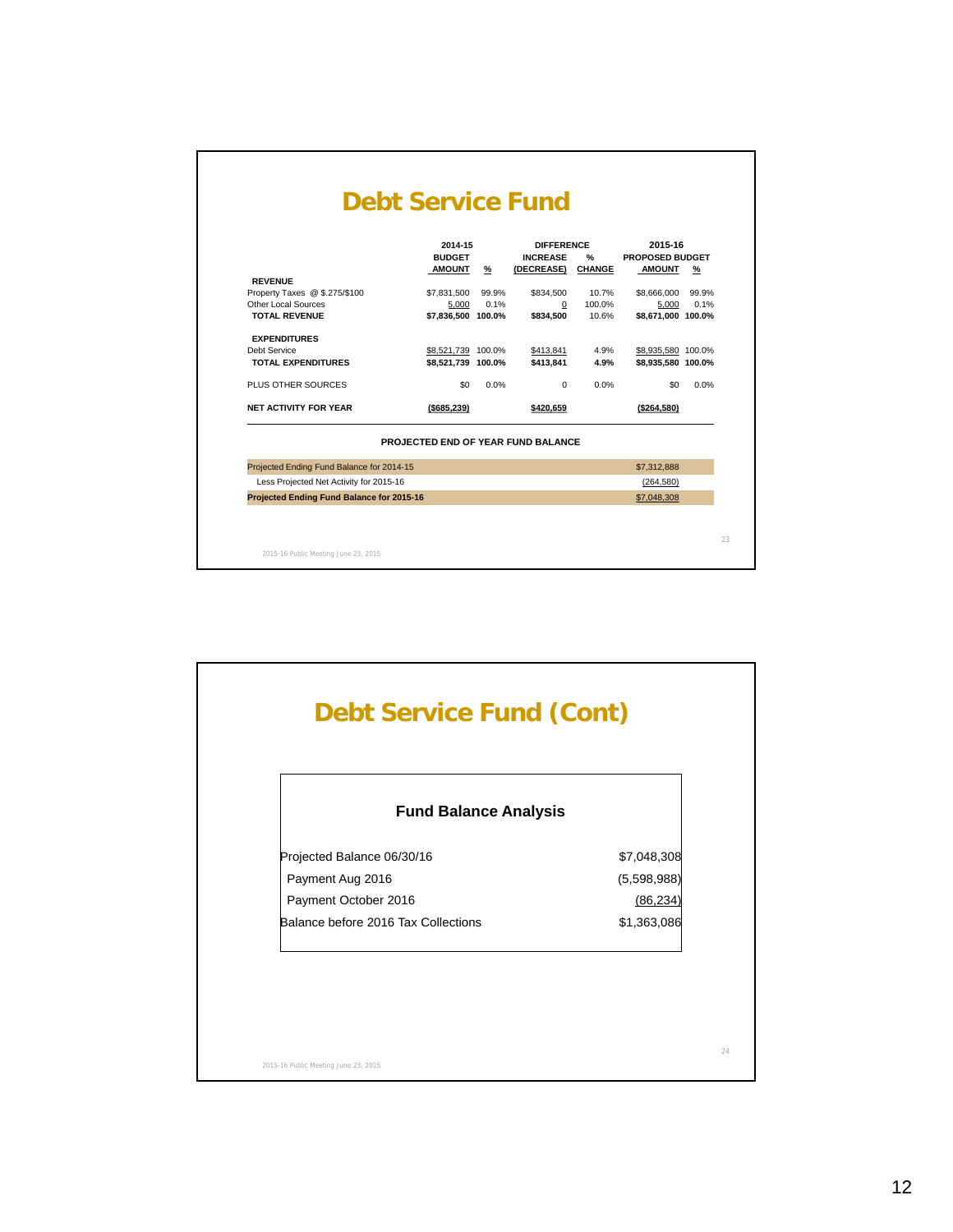# Debt Service Fund

| | 2014-15 BUDGET AMOUNT | % | DIFFERENCE INCREASE (DECREASE) | % CHANGE | 2015-16 PROPOSED BUDGET AMOUNT | % |
|---|---|---|---|---|---|---|
| **REVENUE** | | | | | | |
| Property Taxes @ $.275/$100 | $7,831,500 | 99.9% | $834,500 | 10.7% | $8,666,000 | 99.9% |
| Other Local Sources | 5,000 | 0.1% | 0 | 100.0% | 5,000 | 0.1% |
| **TOTAL REVENUE** | **$7,836,500** | **100.0%** | **$834,500** | 10.6% | **$8,671,000** | **100.0%** |
| **EXPENDITURES** | | | | | | |
| Debt Service | $8,521,739 | 100.0% | $413,841 | 4.9% | $8,935,580 | 100.0% |
| **TOTAL EXPENDITURES** | **$8,521,739** | **100.0%** | **$413,841** | **4.9%** | **$8,935,580** | **100.0%** |
| PLUS OTHER SOURCES | $0 | 0.0% | 0 | 0.0% | $0 | 0.0% |
| **NET ACTIVITY FOR YEAR** | **($685,239)** | | **$420,659** | | **($264,580)** | |

**PROJECTED END OF YEAR FUND BALANCE**

| | |
|---|---|
| Projected Ending Fund Balance for 2014-15 | $7,312,888 |
| Less Projected Net Activity for 2015-16 | (264,580) |
| **Projected Ending Fund Balance for 2015-16** | $7,048,308 |

# Debt Service Fund (Cont)

**Fund Balance Analysis**

| | |
|---|---|
| Projected Balance 06/30/16 | $7,048,308 |
| Payment Aug 2016 | (5,598,988) |
| Payment October 2016 | (86,234) |
| Balance before 2016 Tax Collections | $1,363,086 |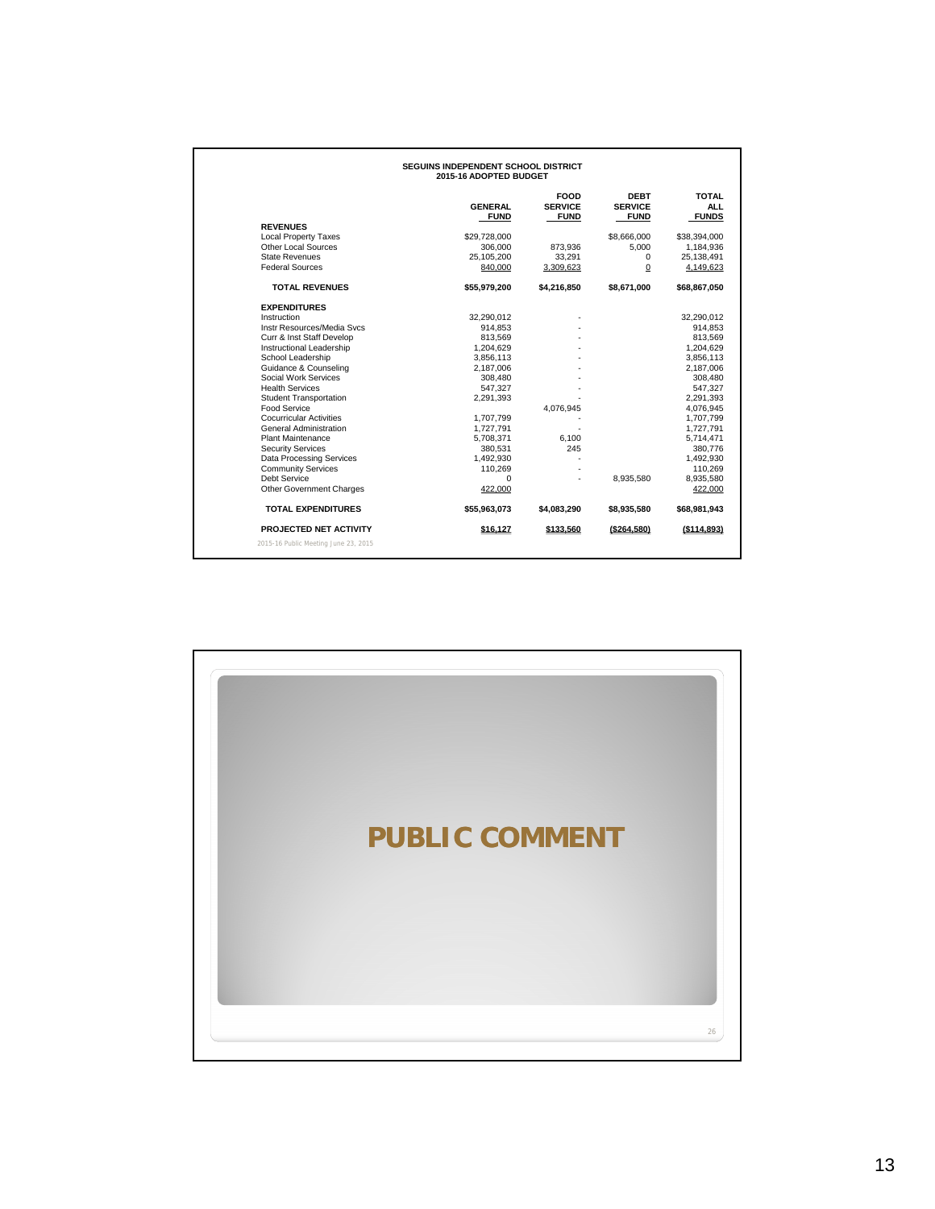**SEGUINS INDEPENDENT SCHOOL DISTRICT**
**2015-16 ADOPTED BUDGET**

| | GENERAL FUND | FOOD SERVICE FUND | DEBT SERVICE FUND | TOTAL ALL FUNDS |
|---|---|---|---|---|
| **REVENUES** | | | | |
| Local Property Taxes | $29,728,000 | | $8,666,000 | $38,394,000 |
| Other Local Sources | 306,000 | 873,936 | 5,000 | 1,184,936 |
| State Revenues | 25,105,200 | 33,291 | 0 | 25,138,491 |
| Federal Sources | 840,000 | 3,309,623 | 0 | 4,149,623 |
| **TOTAL REVENUES** | **$55,979,200** | **$4,216,850** | **$8,671,000** | **$68,867,050** |
| **EXPENDITURES** | | | | |
| Instruction | 32,290,012 | - | | 32,290,012 |
| Instr Resources/Media Svcs | 914,853 | - | | 914,853 |
| Curr & Inst Staff Develop | 813,569 | - | | 813,569 |
| Instructional Leadership | 1,204,629 | - | | 1,204,629 |
| School Leadership | 3,856,113 | - | | 3,856,113 |
| Guidance & Counseling | 2,187,006 | - | | 2,187,006 |
| Social Work Services | 308,480 | - | | 308,480 |
| Health Services | 547,327 | - | | 547,327 |
| Student Transportation | 2,291,393 | - | | 2,291,393 |
| Food Service | | 4,076,945 | | 4,076,945 |
| Cocurricular Activities | 1,707,799 | - | | 1,707,799 |
| General Administration | 1,727,791 | - | | 1,727,791 |
| Plant Maintenance | 5,708,371 | 6,100 | | 5,714,471 |
| Security Services | 380,531 | 245 | | 380,776 |
| Data Processing Services | 1,492,930 | - | | 1,492,930 |
| Community Services | 110,269 | - | | 110,269 |
| Debt Service | 0 | - | 8,935,580 | 8,935,580 |
| Other Government Charges | 422,000 | | | 422,000 |
| **TOTAL EXPENDITURES** | **$55,963,073** | **$4,083,290** | **$8,935,580** | **$68,981,943** |
| **PROJECTED NET ACTIVITY** | **$16,127** | **$133,560** | **($264,580)** | **($114,893)** |

2015-16 Public Meeting June 23, 2015

# PUBLIC COMMENT